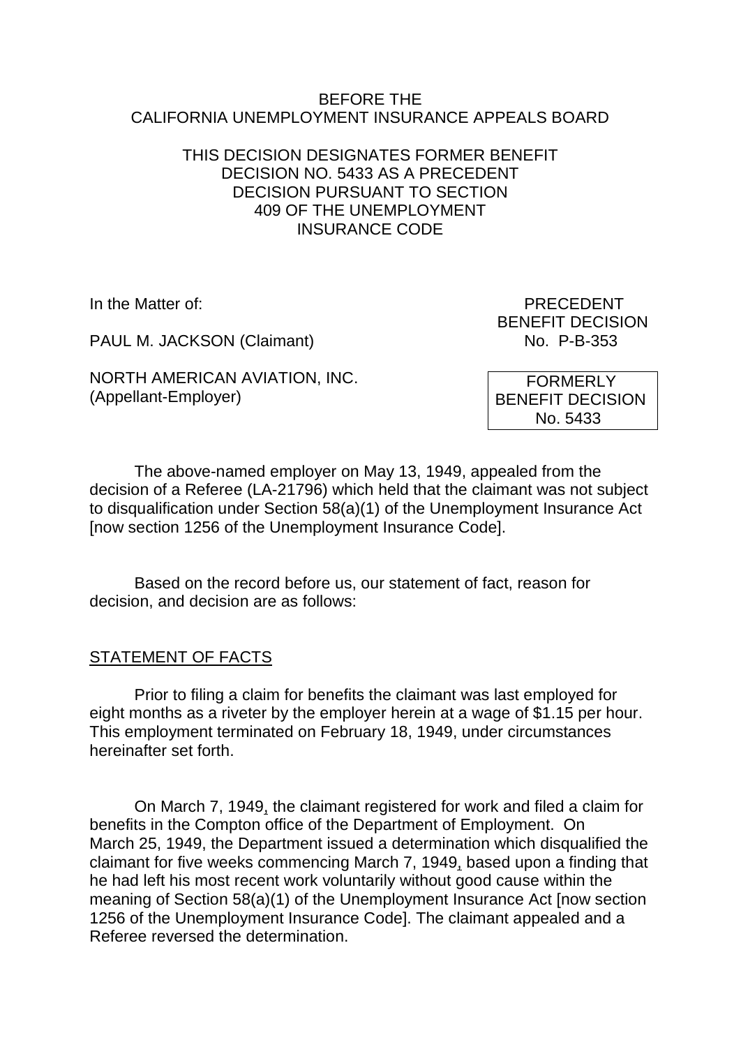BEFORE THE
CALIFORNIA UNEMPLOYMENT INSURANCE APPEALS BOARD

THIS DECISION DESIGNATES FORMER BENEFIT DECISION NO. 5433 AS A PRECEDENT DECISION PURSUANT TO SECTION 409 OF THE UNEMPLOYMENT INSURANCE CODE

In the Matter of:

PAUL M. JACKSON (Claimant)

NORTH AMERICAN AVIATION, INC. (Appellant-Employer)

PRECEDENT BENEFIT DECISION
No. P-B-353

FORMERLY BENEFIT DECISION
No. 5433

The above-named employer on May 13, 1949, appealed from the decision of a Referee (LA-21796) which held that the claimant was not subject to disqualification under Section 58(a)(1) of the Unemployment Insurance Act [now section 1256 of the Unemployment Insurance Code].

Based on the record before us, our statement of fact, reason for decision, and decision are as follows:

## STATEMENT OF FACTS

Prior to filing a claim for benefits the claimant was last employed for eight months as a riveter by the employer herein at a wage of $1.15 per hour. This employment terminated on February 18, 1949, under circumstances hereinafter set forth.

On March 7, 1949, the claimant registered for work and filed a claim for benefits in the Compton office of the Department of Employment. On March 25, 1949, the Department issued a determination which disqualified the claimant for five weeks commencing March 7, 1949, based upon a finding that he had left his most recent work voluntarily without good cause within the meaning of Section 58(a)(1) of the Unemployment Insurance Act [now section 1256 of the Unemployment Insurance Code]. The claimant appealed and a Referee reversed the determination.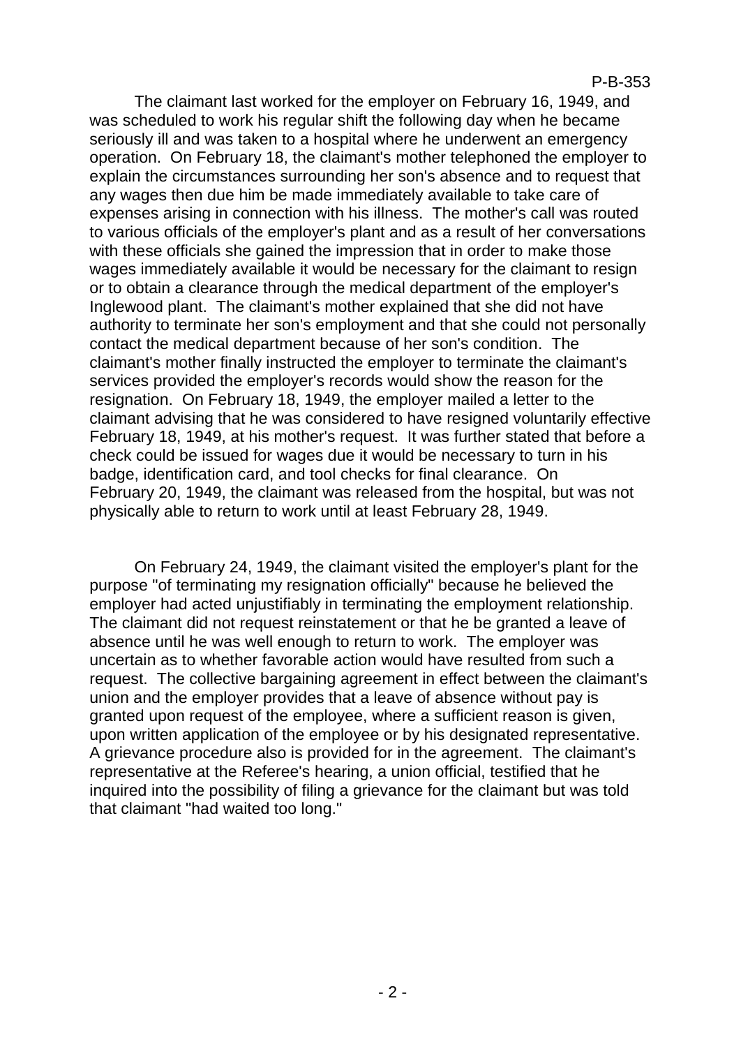The claimant last worked for the employer on February 16, 1949, and was scheduled to work his regular shift the following day when he became seriously ill and was taken to a hospital where he underwent an emergency operation. On February 18, the claimant's mother telephoned the employer to explain the circumstances surrounding her son's absence and to request that any wages then due him be made immediately available to take care of expenses arising in connection with his illness. The mother's call was routed to various officials of the employer's plant and as a result of her conversations with these officials she gained the impression that in order to make those wages immediately available it would be necessary for the claimant to resign or to obtain a clearance through the medical department of the employer's Inglewood plant. The claimant's mother explained that she did not have authority to terminate her son's employment and that she could not personally contact the medical department because of her son's condition. The claimant's mother finally instructed the employer to terminate the claimant's services provided the employer's records would show the reason for the resignation. On February 18, 1949, the employer mailed a letter to the claimant advising that he was considered to have resigned voluntarily effective February 18, 1949, at his mother's request. It was further stated that before a check could be issued for wages due it would be necessary to turn in his badge, identification card, and tool checks for final clearance. On February 20, 1949, the claimant was released from the hospital, but was not physically able to return to work until at least February 28, 1949.

On February 24, 1949, the claimant visited the employer's plant for the purpose "of terminating my resignation officially" because he believed the employer had acted unjustifiably in terminating the employment relationship. The claimant did not request reinstatement or that he be granted a leave of absence until he was well enough to return to work. The employer was uncertain as to whether favorable action would have resulted from such a request. The collective bargaining agreement in effect between the claimant's union and the employer provides that a leave of absence without pay is granted upon request of the employee, where a sufficient reason is given, upon written application of the employee or by his designated representative. A grievance procedure also is provided for in the agreement. The claimant's representative at the Referee's hearing, a union official, testified that he inquired into the possibility of filing a grievance for the claimant but was told that claimant "had waited too long."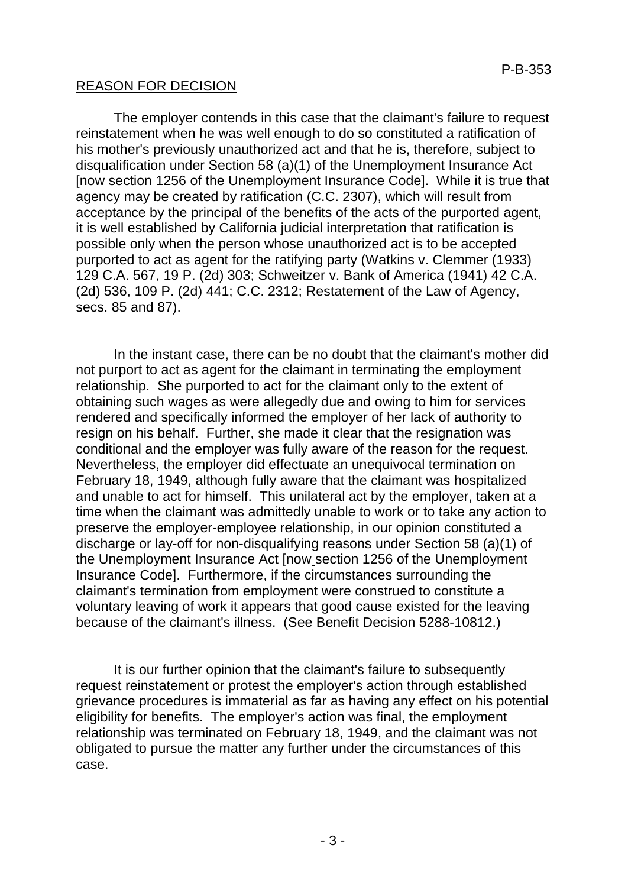## REASON FOR DECISION

The employer contends in this case that the claimant's failure to request reinstatement when he was well enough to do so constituted a ratification of his mother's previously unauthorized act and that he is, therefore, subject to disqualification under Section 58 (a)(1) of the Unemployment Insurance Act [now section 1256 of the Unemployment Insurance Code]. While it is true that agency may be created by ratification (C.C. 2307), which will result from acceptance by the principal of the benefits of the acts of the purported agent, it is well established by California judicial interpretation that ratification is possible only when the person whose unauthorized act is to be accepted purported to act as agent for the ratifying party (Watkins v. Clemmer (1933) 129 C.A. 567, 19 P. (2d) 303; Schweitzer v. Bank of America (1941) 42 C.A. (2d) 536, 109 P. (2d) 441; C.C. 2312; Restatement of the Law of Agency, secs. 85 and 87).

In the instant case, there can be no doubt that the claimant's mother did not purport to act as agent for the claimant in terminating the employment relationship. She purported to act for the claimant only to the extent of obtaining such wages as were allegedly due and owing to him for services rendered and specifically informed the employer of her lack of authority to resign on his behalf. Further, she made it clear that the resignation was conditional and the employer was fully aware of the reason for the request. Nevertheless, the employer did effectuate an unequivocal termination on February 18, 1949, although fully aware that the claimant was hospitalized and unable to act for himself. This unilateral act by the employer, taken at a time when the claimant was admittedly unable to work or to take any action to preserve the employer-employee relationship, in our opinion constituted a discharge or lay-off for non-disqualifying reasons under Section 58 (a)(1) of the Unemployment Insurance Act [now section 1256 of the Unemployment Insurance Code]. Furthermore, if the circumstances surrounding the claimant's termination from employment were construed to constitute a voluntary leaving of work it appears that good cause existed for the leaving because of the claimant's illness. (See Benefit Decision 5288-10812.)

It is our further opinion that the claimant's failure to subsequently request reinstatement or protest the employer's action through established grievance procedures is immaterial as far as having any effect on his potential eligibility for benefits. The employer's action was final, the employment relationship was terminated on February 18, 1949, and the claimant was not obligated to pursue the matter any further under the circumstances of this case.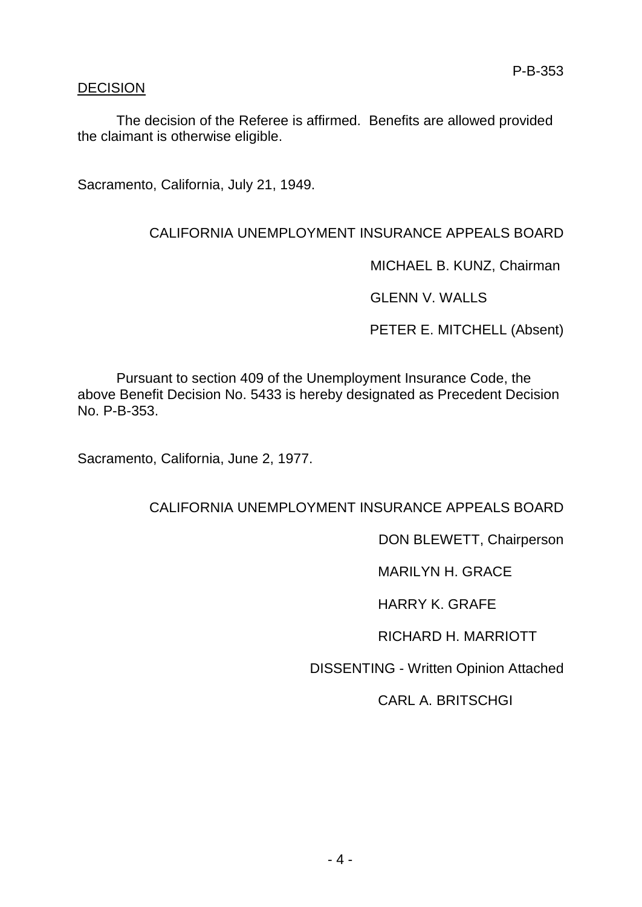P-B-353

DECISION

The decision of the Referee is affirmed. Benefits are allowed provided the claimant is otherwise eligible.

Sacramento, California, July 21, 1949.

CALIFORNIA UNEMPLOYMENT INSURANCE APPEALS BOARD

MICHAEL B. KUNZ, Chairman

GLENN V. WALLS

PETER E. MITCHELL (Absent)

Pursuant to section 409 of the Unemployment Insurance Code, the above Benefit Decision No. 5433 is hereby designated as Precedent Decision No. P-B-353.

Sacramento, California, June 2, 1977.

CALIFORNIA UNEMPLOYMENT INSURANCE APPEALS BOARD

DON BLEWETT, Chairperson

MARILYN H. GRACE

HARRY K. GRAFE

RICHARD H. MARRIOTT

DISSENTING - Written Opinion Attached

CARL A. BRITSCHGI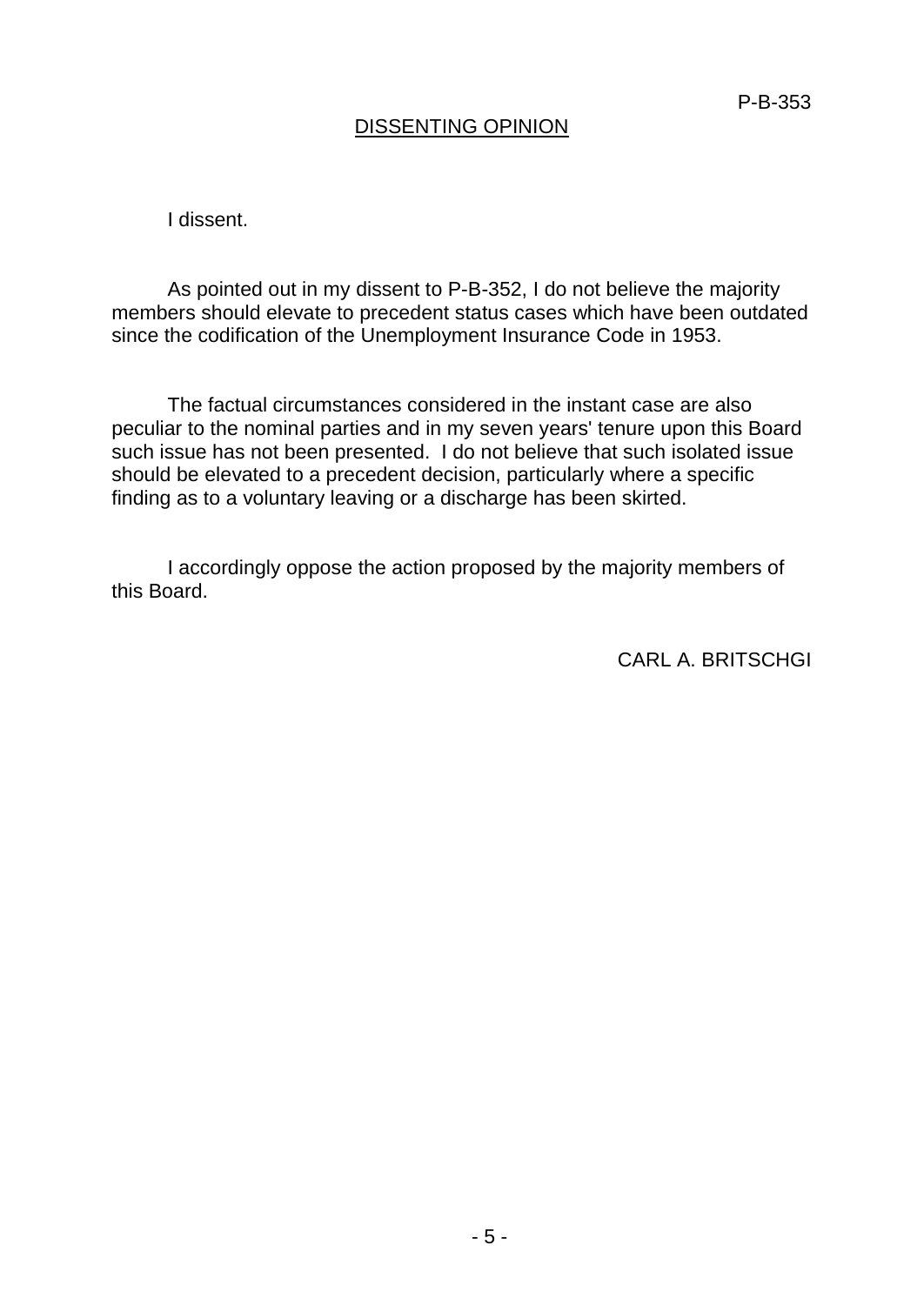P-B-353

## DISSENTING OPINION

I dissent.

As pointed out in my dissent to P-B-352, I do not believe the majority members should elevate to precedent status cases which have been outdated since the codification of the Unemployment Insurance Code in 1953.

The factual circumstances considered in the instant case are also peculiar to the nominal parties and in my seven years' tenure upon this Board such issue has not been presented. I do not believe that such isolated issue should be elevated to a precedent decision, particularly where a specific finding as to a voluntary leaving or a discharge has been skirted.

I accordingly oppose the action proposed by the majority members of this Board.

CARL A. BRITSCHGI